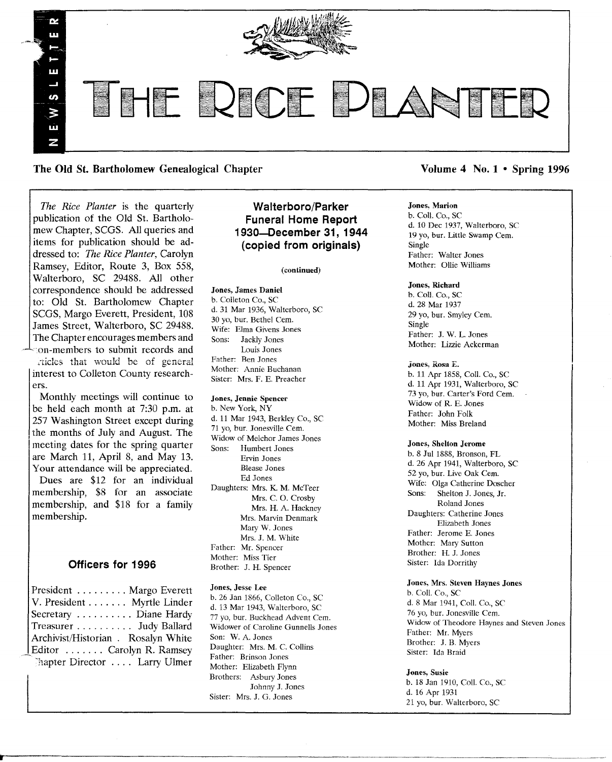# THE RICE PLANTER

NEWSLETTER

**The Old St. Bartholomew Genealogical Chapter** **Volume 4 No. 1 • Spring 1996**

*The Rice Planter* is the quarterly publication of the Old St. Bartholomew Chapter, SCGS. All queries and items for publication should be addressed to: *The Rice Planter*, Carolyn Ramsey, Editor, Route 3, Box 558, Walterboro, SC 29488. All other correspondence should be addressed to: Old St. Bartholomew Chapter SCGS, Margo Everett, President, 108 James Street, Walterboro, SC 29488. The Chapter encourages members and non-members to submit records and articles that would be of general interest to Colleton County researchers.

Monthly meetings will continue to be held each month at 7:30 p.m. at 257 Washington Street except during the months of July and August. The meeting dates for the spring quarter are March 11, April 8, and May 13. Your attendance will be appreciated.

Dues are $12 for an individual membership, $8 for an associate membership, and $18 for a family membership.

## Officers for 1996

President ......... Margo Everett
V. President ....... Myrtle Linder
Secretary .......... Diane Hardy
Treasurer .......... Judy Ballard
Archivist/Historian . Rosalyn White
Editor ....... Carolyn R. Ramsey
Chapter Director .... Larry Ulmer

## Walterboro/Parker Funeral Home Report 1930—December 31, 1944 (copied from originals)

(continued)

**Jones, James Daniel**
b. Colleton Co., SC
d. 31 Mar 1936, Walterboro, SC
30 yo, bur. Bethel Cem.
Wife: Elma Givens Jones
Sons: Jackly Jones
Louis Jones
Father: Ben Jones
Mother: Annie Buchanan
Sister: Mrs. F. E. Preacher

**Jones, Jennie Spencer**
b. New York, NY
d. 11 Mar 1943, Berkley Co., SC
71 yo, bur. Jonesville Cem.
Widow of Melchor James Jones
Sons: Humbert Jones
Ervin Jones
Blease Jones
Ed Jones
Daughters: Mrs. K. M. McTeer
Mrs. C. O. Crosby
Mrs. H. A. Hackney
Mrs. Marvin Denmark
Mary W. Jones
Mrs. J. M. White
Father: Mr. Spencer
Mother: Miss Tier
Brother: J. H. Spencer

**Jones, Jesse Lee**
b. 26 Jan 1866, Colleton Co., SC
d. 13 Mar 1943, Walterboro, SC
77 yo, bur. Buckhead Advent Cem.
Widower of Caroline Gunnells Jones
Son: W. A. Jones
Daughter: Mrs. M. C. Collins
Father: Brinson Jones
Mother: Elizabeth Flynn
Brothers: Asbury Jones
Johnny J. Jones
Sister: Mrs. J. G. Jones

**Jones, Marion**
b. Coll. Co., SC
d. 10 Dec 1937, Walterboro, SC
19 yo, bur. Little Swamp Cem.
Single
Father: Walter Jones
Mother: Ollie Williams

**Jones, Richard**
b. Coll. Co., SC
d. 28 Mar 1937
29 yo, bur. Smyley Cem.
Single
Father: J. W. L. Jones
Mother: Lizzie Ackerman

**Jones, Rosa E.**
b. 11 Apr 1858, Coll. Co., SC
d. 11 Apr 1931, Walterboro, SC
73 yo, bur. Carter's Ford Cem.
Widow of R. E. Jones
Father: John Folk
Mother: Miss Breland

**Jones, Shelton Jerome**
b. 8 Jul 1888, Bronson, FL
d. 26 Apr 1941, Walterboro, SC
52 yo, bur. Live Oak Cem.
Wife: Olga Catherine Doscher
Sons: Shelton J. Jones, Jr.
Roland Jones
Daughters: Catherine Jones
Elizabeth Jones
Father: Jerome E. Jones
Mother: Mary Sutton
Brother: H. J. Jones
Sister: Ida Dorrithy

**Jones, Mrs. Steven Haynes Jones**
b. Coll. Co., SC
d. 8 Mar 1941, Coll. Co., SC
76 yo, bur. Jonesville Cem.
Widow of Theodore Haynes and Steven Jones
Father: Mr. Myers
Brother: J. B. Myers
Sister: Ida Braid

**Jones, Susie**
b. 18 Jan 1910, Coll. Co., SC
d. 16 Apr 1931
21 yo, bur. Walterboro, SC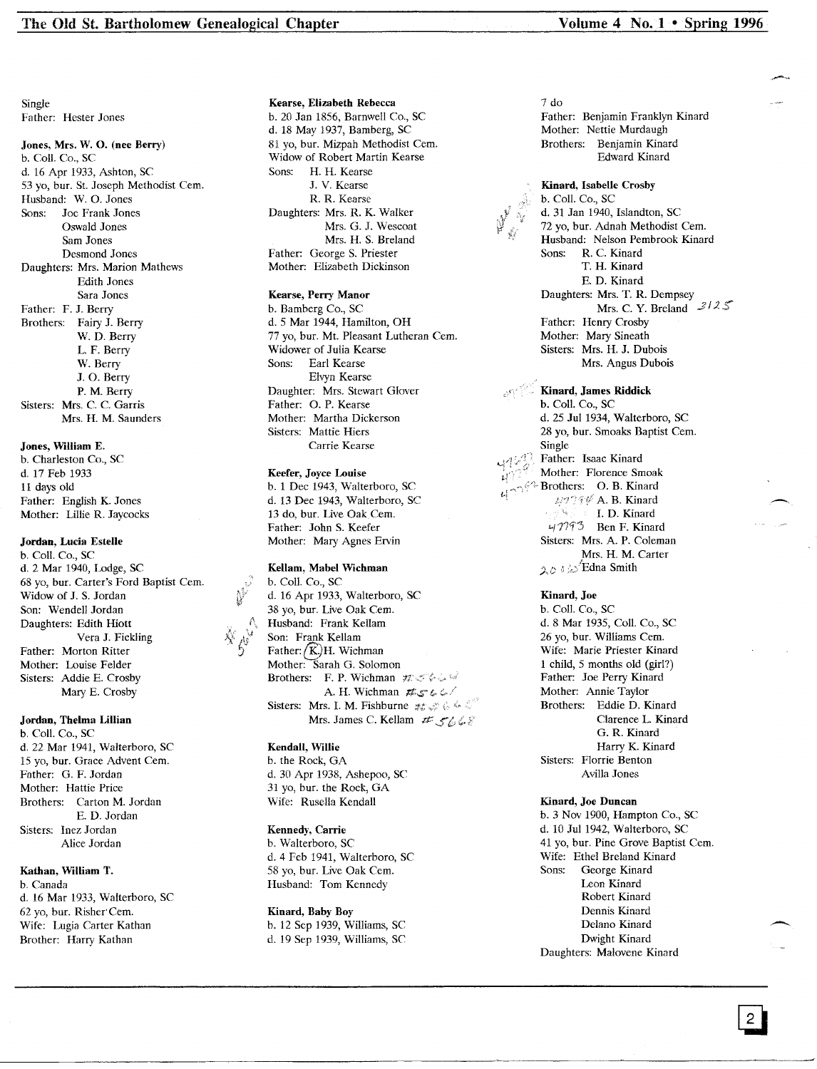Single
Father: Hester Jones

**Jones, Mrs. W. O. (nee Berry)**
b. Coll. Co., SC
d. 16 Apr 1933, Ashton, SC
53 yo, bur. St. Joseph Methodist Cem.
Husband: W. O. Jones
Sons: Joe Frank Jones
Oswald Jones
Sam Jones
Desmond Jones
Daughters: Mrs. Marion Mathews
Edith Jones
Sara Jones
Father: F. J. Berry
Brothers: Fairy J. Berry
W. D. Berry
L. F. Berry
W. Berry
J. O. Berry
P. M. Berry
Sisters: Mrs. C. C. Garris
Mrs. H. M. Saunders

**Jones, William E.**
b. Charleston Co., SC
d. 17 Feb 1933
11 days old
Father: English K. Jones
Mother: Lillie R. Jaycocks

**Jordan, Lucia Estelle**
b. Coll. Co., SC
d. 2 Mar 1940, Lodge, SC
68 yo, bur. Carter's Ford Baptist Cem.
Widow of J. S. Jordan
Son: Wendell Jordan
Daughters: Edith Hiott
Vera J. Fickling
Father: Morton Ritter
Mother: Louise Felder
Sisters: Addie E. Crosby
Mary E. Crosby

**Jordan, Thelma Lillian**
b. Coll. Co., SC
d. 22 Mar 1941, Walterboro, SC
15 yo, bur. Grace Advent Cem.
Father: G. F. Jordan
Mother: Hattie Price
Brothers: Carton M. Jordan
E. D. Jordan
Sisters: Inez Jordan
Alice Jordan

**Kathan, William T.**
b. Canada
d. 16 Mar 1933, Walterboro, SC
62 yo, bur. Risher Cem.
Wife: Lugia Carter Kathan
Brother: Harry Kathan

**Kearse, Elizabeth Rebecca**
b. 20 Jan 1856, Barnwell Co., SC
d. 18 May 1937, Bamberg, SC
81 yo, bur. Mizpah Methodist Cem.
Widow of Robert Martin Kearse
Sons: H. H. Kearse
J. V. Kearse
R. R. Kearse
Daughters: Mrs. R. K. Walker
Mrs. G. J. Wescoat
Mrs. H. S. Breland
Father: George S. Priester
Mother: Elizabeth Dickinson

**Kearse, Perry Manor**
b. Bamberg Co., SC
d. 5 Mar 1944, Hamilton, OH
77 yo, bur. Mt. Pleasant Lutheran Cem.
Widower of Julia Kearse
Sons: Earl Kearse
Elvyn Kearse
Daughter: Mrs. Stewart Glover
Father: O. P. Kearse
Mother: Martha Dickerson
Sisters: Mattie Hiers
Carrie Kearse

**Keefer, Joyce Louise**
b. 1 Dec 1943, Walterboro, SC
d. 13 Dec 1943, Walterboro, SC
13 do, bur. Live Oak Cem.
Father: John S. Keefer
Mother: Mary Agnes Ervin

**Kellam, Mabel Wichman**
b. Coll. Co., SC
d. 16 Apr 1933, Walterboro, SC
38 yo, bur. Live Oak Cem.
Husband: Frank Kellam
Son: Frank Kellam
Father: K. H. Wichman
Mother: Sarah G. Solomon
Brothers: F. P. Wichman #5664
A. H. Wichman #5661
Sisters: Mrs. I. M. Fishburne #5665
Mrs. James C. Kellam #5668

**Kendall, Willie**
b. the Rock, GA
d. 30 Apr 1938, Ashepoo, SC
31 yo, bur. the Rock, GA
Wife: Rusella Kendall

**Kennedy, Carrie**
b. Walterboro, SC
d. 4 Feb 1941, Walterboro, SC
58 yo, bur. Live Oak Cem.
Husband: Tom Kennedy

**Kinard, Baby Boy**
b. 12 Sep 1939, Williams, SC
d. 19 Sep 1939, Williams, SC
7 do
Father: Benjamin Franklyn Kinard
Mother: Nettie Murdaugh
Brothers: Benjamin Kinard
Edward Kinard

**Kinard, Isabelle Crosby**
b. Coll. Co., SC
d. 31 Jan 1940, Islandton, SC
72 yo, bur. Adnah Methodist Cem.
Husband: Nelson Pembrook Kinard
Sons: R. C. Kinard
T. H. Kinard
E. D. Kinard
Daughters: Mrs. T. R. Dempsey
Mrs. C. Y. Breland 3125
Father: Henry Crosby
Mother: Mary Sineath
Sisters: Mrs. H. J. Dubois
Mrs. Angus Dubois

**Kinard, James Riddick**
b. Coll. Co., SC
d. 25 Jul 1934, Walterboro, SC
28 yo, bur. Smoaks Baptist Cem.
Single
Father: Isaac Kinard
Mother: Florence Smoak
Brothers: O. B. Kinard
A. B. Kinard
I. D. Kinard
Ben F. Kinard
Sisters: Mrs. A. P. Coleman
Mrs. H. M. Carter
Edna Smith

**Kinard, Joe**
b. Coll. Co., SC
d. 8 Mar 1935, Coll. Co., SC
26 yo, bur. Williams Cem.
Wife: Marie Priester Kinard
1 child, 5 months old (girl?)
Father: Joe Perry Kinard
Mother: Annie Taylor
Brothers: Eddie D. Kinard
Clarence L. Kinard
G. R. Kinard
Harry K. Kinard
Sisters: Florrie Benton
Avilla Jones

**Kinard, Joe Duncan**
b. 3 Nov 1900, Hampton Co., SC
d. 10 Jul 1942, Walterboro, SC
41 yo, bur. Pine Grove Baptist Cem.
Wife: Ethel Breland Kinard
Sons: George Kinard
Leon Kinard
Robert Kinard
Dennis Kinard
Delano Kinard
Dwight Kinard
Daughters: Malovene Kinard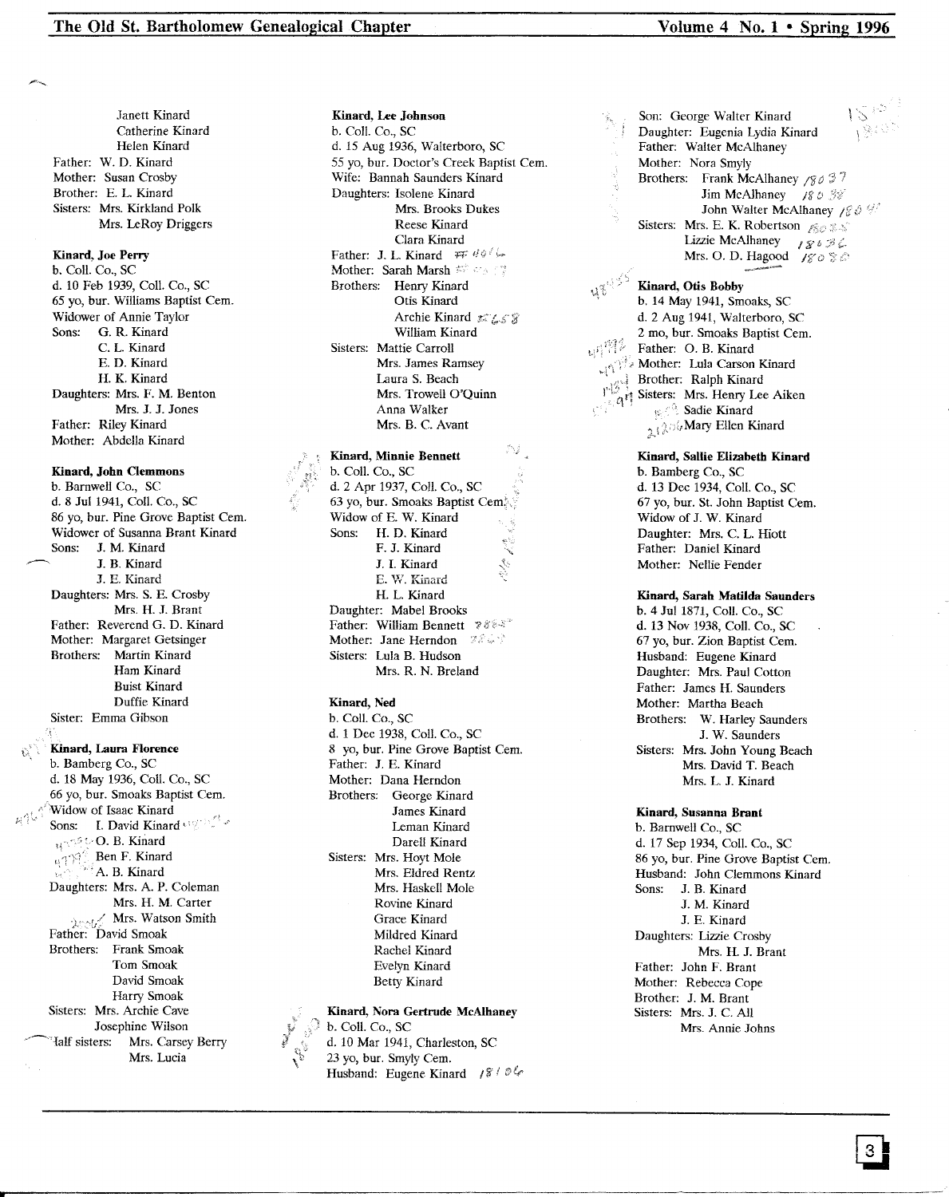Janett Kinard
Catherine Kinard
Helen Kinard
Father: W. D. Kinard
Mother: Susan Crosby
Brother: E. L. Kinard
Sisters: Mrs. Kirkland Polk
Mrs. LeRoy Driggers

**Kinard, Joe Perry**
b. Coll. Co., SC
d. 10 Feb 1939, Coll. Co., SC
65 yo, bur. Williams Baptist Cem.
Widower of Annie Taylor
Sons: G. R. Kinard
C. L. Kinard
E. D. Kinard
H. K. Kinard
Daughters: Mrs. F. M. Benton
Mrs. J. J. Jones
Father: Riley Kinard
Mother: Abdella Kinard

**Kinard, John Clemmons**
b. Barnwell Co., SC
d. 8 Jul 1941, Coll. Co., SC
86 yo, bur. Pine Grove Baptist Cem.
Widower of Susanna Brant Kinard
Sons: J. M. Kinard
J. B. Kinard
J. E. Kinard
Daughters: Mrs. S. E. Crosby
Mrs. H. J. Brant
Father: Reverend G. D. Kinard
Mother: Margaret Getsinger
Brothers: Martin Kinard
Ham Kinard
Buist Kinard
Duffie Kinard
Sister: Emma Gibson

**Kinard, Laura Florence**
b. Bamberg Co., SC
d. 18 May 1936, Coll. Co., SC
66 yo, bur. Smoaks Baptist Cem.
Widow of Isaac Kinard
Sons: I. David Kinard
O. B. Kinard
Ben F. Kinard
A. B. Kinard
Daughters: Mrs. A. P. Coleman
Mrs. H. M. Carter
Mrs. Watson Smith
Father: David Smoak
Brothers: Frank Smoak
Tom Smoak
David Smoak
Harry Smoak
Sisters: Mrs. Archie Cave
Josephine Wilson
Half sisters: Mrs. Carsey Berry
Mrs. Lucia

**Kinard, Lee Johnson**
b. Coll. Co., SC
d. 15 Aug 1936, Walterboro, SC
55 yo, bur. Doctor's Creek Baptist Cem.
Wife: Bannah Saunders Kinard
Daughters: Isolene Kinard
Mrs. Brooks Dukes
Reese Kinard
Clara Kinard
Father: J. L. Kinard
Mother: Sarah Marsh
Brothers: Henry Kinard
Otis Kinard
Archie Kinard
William Kinard
Sisters: Mattie Carroll
Mrs. James Ramsey
Laura S. Beach
Mrs. Trowell O'Quinn
Anna Walker
Mrs. B. C. Avant

**Kinard, Minnie Bennett**
b. Coll. Co., SC
d. 2 Apr 1937, Coll. Co., SC
63 yo, bur. Smoaks Baptist Cem.
Widow of E. W. Kinard
Sons: H. D. Kinard
F. J. Kinard
J. I. Kinard
E. W. Kinard
H. L. Kinard
Daughter: Mabel Brooks
Father: William Bennett
Mother: Jane Herndon
Sisters: Lula B. Hudson
Mrs. R. N. Breland

**Kinard, Ned**
b. Coll. Co., SC
d. 1 Dec 1938, Coll. Co., SC
8 yo, bur. Pine Grove Baptist Cem.
Father: J. E. Kinard
Mother: Dana Herndon
Brothers: George Kinard
James Kinard
Leman Kinard
Darell Kinard
Sisters: Mrs. Hoyt Mole
Mrs. Eldred Rentz
Mrs. Haskell Mole
Rovine Kinard
Grace Kinard
Mildred Kinard
Rachel Kinard
Evelyn Kinard
Betty Kinard

**Kinard, Nora Gertrude McAlhaney**
b. Coll. Co., SC
d. 10 Mar 1941, Charleston, SC
23 yo, bur. Smyly Cem.
Husband: Eugene Kinard
Son: George Walter Kinard
Daughter: Eugenia Lydia Kinard
Father: Walter McAlhaney
Mother: Nora Smyly
Brothers: Frank McAlhaney
Jim McAlhaney
John Walter McAlhaney
Sisters: Mrs. E. K. Robertson
Lizzie McAlhaney
Mrs. O. D. Hagood

**Kinard, Otis Bobby**
b. 14 May 1941, Smoaks, SC
d. 2 Aug 1941, Walterboro, SC
2 mo, bur. Smoaks Baptist Cem.
Father: O. B. Kinard
Mother: Lula Carson Kinard
Brother: Ralph Kinard
Sisters: Mrs. Henry Lee Aiken
Sadie Kinard
Mary Ellen Kinard

**Kinard, Sallie Elizabeth Kinard**
b. Bamberg Co., SC
d. 13 Dec 1934, Coll. Co., SC
67 yo, bur. St. John Baptist Cem.
Widow of J. W. Kinard
Daughter: Mrs. C. L. Hiott
Father: Daniel Kinard
Mother: Nellie Fender

**Kinard, Sarah Matilda Saunders**
b. 4 Jul 1871, Coll. Co., SC
d. 13 Nov 1938, Coll. Co., SC
67 yo, bur. Zion Baptist Cem.
Husband: Eugene Kinard
Daughter: Mrs. Paul Cotton
Father: James H. Saunders
Mother: Martha Beach
Brothers: W. Harley Saunders
J. W. Saunders
Sisters: Mrs. John Young Beach
Mrs. David T. Beach
Mrs. L. J. Kinard

**Kinard, Susanna Brant**
b. Barnwell Co., SC
d. 17 Sep 1934, Coll. Co., SC
86 yo, bur. Pine Grove Baptist Cem.
Husband: John Clemmons Kinard
Sons: J. B. Kinard
J. M. Kinard
J. E. Kinard
Daughters: Lizzie Crosby
Mrs. H. J. Brant
Father: John F. Brant
Mother: Rebecca Cope
Brother: J. M. Brant
Sisters: Mrs. J. C. All
Mrs. Annie Johns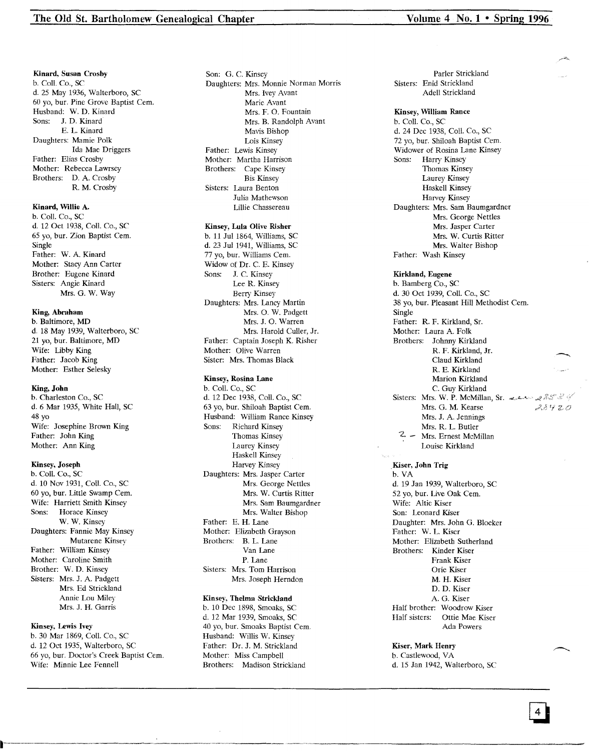**Kinard, Susan Crosby**
b. Coll. Co., SC
d. 25 May 1936, Walterboro, SC
60 yo, bur. Pine Grove Baptist Cem.
Husband: W. D. Kinard
Sons: J. D. Kinard
E. L. Kinard
Daughters: Mamie Polk
Ida Mae Driggers
Father: Elias Crosby
Mother: Rebecca Lawrsey
Brothers: D. A. Crosby
R. M. Crosby

**Kinard, Willie A.**
b. Coll. Co., SC
d. 12 Oct 1938, Coll. Co., SC
65 yo, bur. Zion Baptist Cem.
Single
Father: W. A. Kinard
Mother: Stacy Ann Carter
Brother: Eugene Kinard
Sisters: Angie Kinard
Mrs. G. W. Way

**King, Abraham**
b. Baltimore, MD
d. 18 May 1939, Walterboro, SC
21 yo, bur. Baltimore, MD
Wife: Libby King
Father: Jacob King
Mother: Esther Selesky

**King, John**
b. Charleston Co., SC
d. 6 Mar 1935, White Hall, SC
48 yo
Wife: Josephine Brown King
Father: John King
Mother: Ann King

**Kinsey, Joseph**
b. Coll. Co., SC
d. 10 Nov 1931, Coll. Co., SC
60 yo, bur. Little Swamp Cem.
Wife: Harriett Smith Kinsey
Sons: Horace Kinsey
W. W. Kinsey
Daughters: Fannie May Kinsey
Mutarene Kinsey
Father: William Kinsey
Mother: Caroline Smith
Brother: W. D. Kinsey
Sisters: Mrs. J. A. Padgett
Mrs. Ed Strickland
Annie Lou Miley
Mrs. J. H. Garris

**Kinsey, Lewis Ivey**
b. 30 Mar 1869, Coll. Co., SC
d. 12 Oct 1935, Walterboro, SC
66 yo, bur. Doctor's Creek Baptist Cem.
Wife: Minnie Lee Fennell
Son: G. C. Kinsey
Daughters: Mrs. Monnie Norman Morris
Mrs. Ivey Avant
Marie Avant
Mrs. F. O. Fountain
Mrs. B. Randolph Avant
Mavis Bishop
Lois Kinsey
Father: Lewis Kinsey
Mother: Martha Harrison
Brothers: Cape Kinsey
Bis Kinsey
Sisters: Laura Benton
Julia Mathewson
Lillie Chassereau

**Kinsey, Lula Olive Risher**
b. 11 Jul 1864, Williams, SC
d. 23 Jul 1941, Williams, SC
77 yo, bur. Williams Cem.
Widow of Dr. C. E. Kinsey
Sons: J. C. Kinsey
Lee R. Kinsey
Berry Kinsey
Daughters: Mrs. Lancy Martin
Mrs. O. W. Padgett
Mrs. J. O. Warren
Mrs. Harold Culler, Jr.
Father: Captain Joseph K. Risher
Mother: Olive Warren
Sister: Mrs. Thomas Black

**Kinsey, Rosina Lane**
b. Coll. Co., SC
d. 12 Dec 1938, Coll. Co., SC
63 yo, bur. Shiloah Baptist Cem.
Husband: William Rance Kinsey
Sons: Richard Kinsey
Thomas Kinsey
Laurey Kinsey
Haskell Kinsey
Harvey Kinsey
Daughters: Mrs. Jasper Carter
Mrs. George Nettles
Mrs. W. Curtis Ritter
Mrs. Sam Baumgardner
Mrs. Walter Bishop
Father: E. H. Lane
Mother: Elizabeth Grayson
Brothers: B. L. Lane
Van Lane
P. Lane
Sisters: Mrs. Tom Harrison
Mrs. Joseph Herndon

**Kinsey, Thelma Strickland**
b. 10 Dec 1898, Smoaks, SC
d. 12 Mar 1939, Smoaks, SC
40 yo, bur. Smoaks Baptist Cem.
Husband: Willis W. Kinsey
Father: Dr. J. M. Strickland
Mother: Miss Campbell
Brothers: Madison Strickland
Parler Strickland
Sisters: Enid Strickland
Adell Strickland

**Kinsey, William Rance**
b. Coll. Co., SC
d. 24 Dec 1938, Coll. Co., SC
72 yo, bur. Shiloah Baptist Cem.
Widower of Rosina Lane Kinsey
Sons: Harry Kinsey
Thomas Kinsey
Laurey Kinsey
Haskell Kinsey
Harvey Kinsey
Daughters: Mrs. Sam Baumgardner
Mrs. George Nettles
Mrs. Jasper Carter
Mrs. W. Curtis Ritter
Mrs. Walter Bishop
Father: Wash Kinsey

**Kirkland, Eugene**
b. Bamberg Co., SC
d. 30 Oct 1939, Coll. Co., SC
38 yo, bur. Pleasant Hill Methodist Cem.
Single
Father: R. F. Kirkland, Sr.
Mother: Laura A. Folk
Brothers: Johnny Kirkland
R. F. Kirkland, Jr.
Claud Kirkland
R. E. Kirkland
Marion Kirkland
C. Guy Kirkland
Sisters: Mrs. W. P. McMillan, Sr.
Mrs. G. M. Kearse
Mrs. J. A. Jennings
Mrs. R. L. Butler
Mrs. Ernest McMillan
Louise Kirkland

**Kiser, John Trig**
b. VA
d. 19 Jan 1939, Walterboro, SC
52 yo, bur. Live Oak Cem.
Wife: Altie Kiser
Son: Leonard Kiser
Daughter: Mrs. John G. Blocker
Father: W. L. Kiser
Mother: Elizabeth Sutherland
Brothers: Kinder Kiser
Frank Kiser
Orie Kiser
M. H. Kiser
D. D. Kiser
A. G. Kiser
Half brother: Woodrow Kiser
Half sisters: Ottie Mae Kiser
Ada Powers

**Kiser, Mark Henry**
b. Castlewood, VA
d. 15 Jan 1942, Walterboro, SC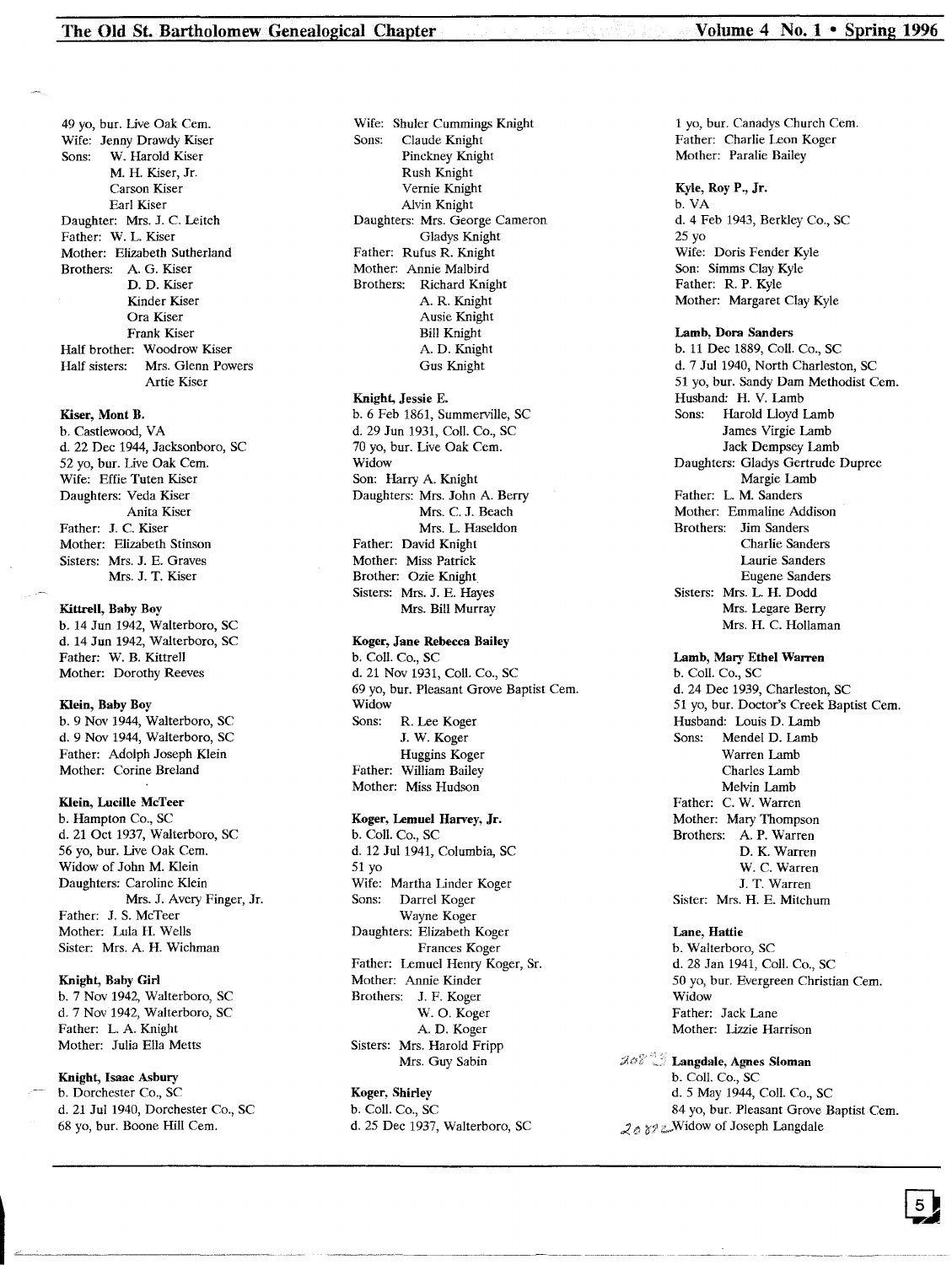49 yo, bur. Live Oak Cem.
Wife: Jenny Drawdy Kiser
Sons: W. Harold Kiser
M. H. Kiser, Jr.
Carson Kiser
Earl Kiser
Daughter: Mrs. J. C. Leitch
Father: W. L. Kiser
Mother: Elizabeth Sutherland
Brothers: A. G. Kiser
D. D. Kiser
Kinder Kiser
Ora Kiser
Frank Kiser
Half brother: Woodrow Kiser
Half sisters: Mrs. Glenn Powers
Artie Kiser

**Kiser, Mont B.**
b. Castlewood, VA
d. 22 Dec 1944, Jacksonboro, SC
52 yo, bur. Live Oak Cem.
Wife: Effie Tuten Kiser
Daughters: Veda Kiser
Anita Kiser
Father: J. C. Kiser
Mother: Elizabeth Stinson
Sisters: Mrs. J. E. Graves
Mrs. J. T. Kiser

**Kittrell, Baby Boy**
b. 14 Jun 1942, Walterboro, SC
d. 14 Jun 1942, Walterboro, SC
Father: W. B. Kittrell
Mother: Dorothy Reeves

**Klein, Baby Boy**
b. 9 Nov 1944, Walterboro, SC
d. 9 Nov 1944, Walterboro, SC
Father: Adolph Joseph Klein
Mother: Corine Breland

**Klein, Lucille McTeer**
b. Hampton Co., SC
d. 21 Oct 1937, Walterboro, SC
56 yo, bur. Live Oak Cem.
Widow of John M. Klein
Daughters: Caroline Klein
Mrs. J. Avery Finger, Jr.
Father: J. S. McTeer
Mother: Lula H. Wells
Sister: Mrs. A. H. Wichman

**Knight, Baby Girl**
b. 7 Nov 1942, Walterboro, SC
d. 7 Nov 1942, Walterboro, SC
Father: L. A. Knight
Mother: Julia Ella Metts

**Knight, Isaac Asbury**
b. Dorchester Co., SC
d. 21 Jul 1940, Dorchester Co., SC
68 yo, bur. Boone Hill Cem.
Wife: Shuler Cummings Knight
Sons: Claude Knight
Pinckney Knight
Rush Knight
Vernie Knight
Alvin Knight
Daughters: Mrs. George Cameron
Gladys Knight
Father: Rufus R. Knight
Mother: Annie Malbird
Brothers: Richard Knight
A. R. Knight
Ausie Knight
Bill Knight
A. D. Knight
Gus Knight

**Knight, Jessie E.**
b. 6 Feb 1861, Summerville, SC
d. 29 Jun 1931, Coll. Co., SC
70 yo, bur. Live Oak Cem.
Widow
Son: Harry A. Knight
Daughters: Mrs. John A. Berry
Mrs. C. J. Beach
Mrs. L. Haseldon
Father: David Knight
Mother: Miss Patrick
Brother: Ozie Knight
Sisters: Mrs. J. E. Hayes
Mrs. Bill Murray

**Koger, Jane Rebecca Bailey**
b. Coll. Co., SC
d. 21 Nov 1931, Coll. Co., SC
69 yo, bur. Pleasant Grove Baptist Cem.
Widow
Sons: R. Lee Koger
J. W. Koger
Huggins Koger
Father: William Bailey
Mother: Miss Hudson

**Koger, Lemuel Harvey, Jr.**
b. Coll. Co., SC
d. 12 Jul 1941, Columbia, SC
51 yo
Wife: Martha Linder Koger
Sons: Darrel Koger
Wayne Koger
Daughters: Elizabeth Koger
Frances Koger
Father: Lemuel Henry Koger, Sr.
Mother: Annie Kinder
Brothers: J. F. Koger
W. O. Koger
A. D. Koger
Sisters: Mrs. Harold Fripp
Mrs. Guy Sabin

**Koger, Shirley**
b. Coll. Co., SC
d. 25 Dec 1937, Walterboro, SC
1 yo, bur. Canadys Church Cem.
Father: Charlie Leon Koger
Mother: Paralie Bailey

**Kyle, Roy P., Jr.**
b. VA
d. 4 Feb 1943, Berkley Co., SC
25 yo
Wife: Doris Fender Kyle
Son: Simms Clay Kyle
Father: R. P. Kyle
Mother: Margaret Clay Kyle

**Lamb, Dora Sanders**
b. 11 Dec 1889, Coll. Co., SC
d. 7 Jul 1940, North Charleston, SC
51 yo, bur. Sandy Dam Methodist Cem.
Husband: H. V. Lamb
Sons: Harold Lloyd Lamb
James Virgie Lamb
Jack Dempsey Lamb
Daughters: Gladys Gertrude Dupree
Margie Lamb
Father: L. M. Sanders
Mother: Emmaline Addison
Brothers: Jim Sanders
Charlie Sanders
Laurie Sanders
Eugene Sanders
Sisters: Mrs. L. H. Dodd
Mrs. Legare Berry
Mrs. H. C. Hollaman

**Lamb, Mary Ethel Warren**
b. Coll. Co., SC
d. 24 Dec 1939, Charleston, SC
51 yo, bur. Doctor's Creek Baptist Cem.
Husband: Louis D. Lamb
Sons: Mendel D. Lamb
Warren Lamb
Charles Lamb
Melvin Lamb
Father: C. W. Warren
Mother: Mary Thompson
Brothers: A. P. Warren
D. K. Warren
W. C. Warren
J. T. Warren
Sister: Mrs. H. E. Mitchum

**Lane, Hattie**
b. Walterboro, SC
d. 28 Jan 1941, Coll. Co., SC
50 yo, bur. Evergreen Christian Cem.
Widow
Father: Jack Lane
Mother: Lizzie Harrison

**Langdale, Agnes Sloman**
b. Coll. Co., SC
d. 5 May 1944, Coll. Co., SC
84 yo, bur. Pleasant Grove Baptist Cem.
Widow of Joseph Langdale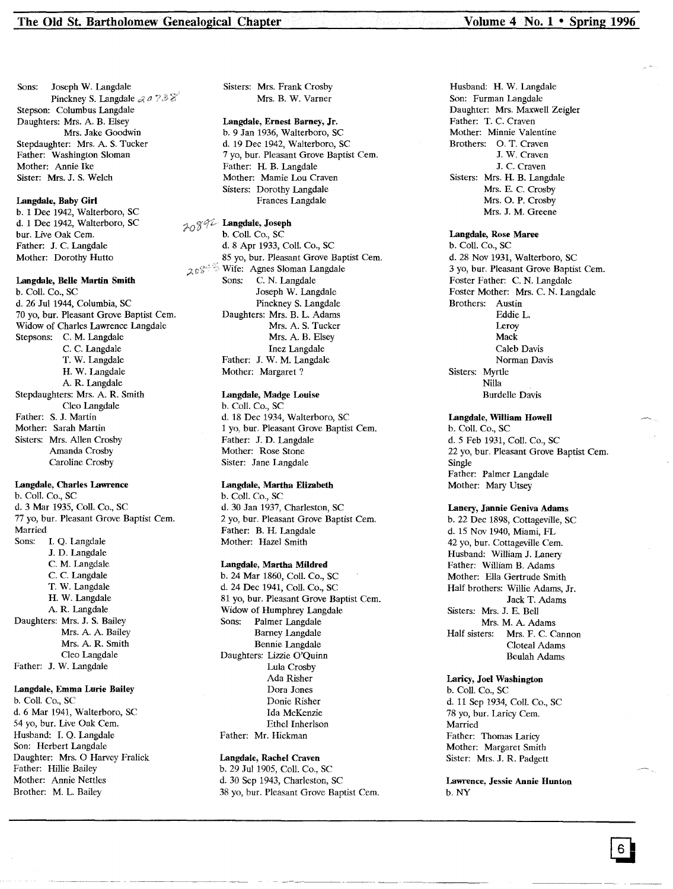Sons: Joseph W. Langdale
Pinckney S. Langdale 20738
Stepson: Columbus Langdale
Daughters: Mrs. A. B. Elsey
Mrs. Jake Goodwin
Stepdaughter: Mrs. A. S. Tucker
Father: Washington Sloman
Mother: Annie Ike
Sister: Mrs. J. S. Welch

**Langdale, Baby Girl**
b. 1 Dec 1942, Walterboro, SC
d. 1 Dec 1942, Walterboro, SC
bur. Live Oak Cem.
Father: J. C. Langdale
Mother: Dorothy Hutto

**Langdale, Belle Martin Smith**
b. Coll. Co., SC
d. 26 Jul 1944, Columbia, SC
70 yo, bur. Pleasant Grove Baptist Cem.
Widow of Charles Lawrence Langdale
Stepsons: C. M. Langdale
C. C. Langdale
T. W. Langdale
H. W. Langdale
A. R. Langdale
Stepdaughters: Mrs. A. R. Smith
Cleo Langdale
Father: S. J. Martin
Mother: Sarah Martin
Sisters: Mrs. Allen Crosby
Amanda Crosby
Caroline Crosby

**Langdale, Charles Lawrence**
b. Coll. Co., SC
d. 3 Mar 1935, Coll. Co., SC
77 yo, bur. Pleasant Grove Baptist Cem.
Married
Sons: I. Q. Langdale
J. D. Langdale
C. M. Langdale
C. C. Langdale
T. W. Langdale
H. W. Langdale
A. R. Langdale
Daughters: Mrs. J. S. Bailey
Mrs. A. A. Bailey
Mrs. A. R. Smith
Cleo Langdale
Father: J. W. Langdale

**Langdale, Emma Lurie Bailey**
b. Coll. Co., SC
d. 6 Mar 1941, Walterboro, SC
54 yo, bur. Live Oak Cem.
Husband: I. Q. Langdale
Son: Herbert Langdale
Daughter: Mrs. O Harvey Fralick
Father: Hillie Bailey
Mother: Annie Nettles
Brother: M. L. Bailey

Sisters: Mrs. Frank Crosby
Mrs. B. W. Varner

**Langdale, Ernest Barney, Jr.**
b. 9 Jan 1936, Walterboro, SC
d. 19 Dec 1942, Walterboro, SC
7 yo, bur. Pleasant Grove Baptist Cem.
Father: H. B. Langdale
Mother: Mamie Lou Craven
Sisters: Dorothy Langdale
Frances Langdale

20892 **Langdale, Joseph**
b. Coll. Co., SC
d. 8 Apr 1933, Coll. Co., SC
85 yo, bur. Pleasant Grove Baptist Cem.
20895 Wife: Agnes Sloman Langdale
Sons: C. N. Langdale
Joseph W. Langdale
Pinckney S. Langdale
Daughters: Mrs. B. L. Adams
Mrs. A. S. Tucker
Mrs. A. B. Elsey
Inez Langdale
Father: J. W. M. Langdale
Mother: Margaret ?

**Langdale, Madge Louise**
b. Coll. Co., SC
d. 18 Dec 1934, Walterboro, SC
1 yo, bur. Pleasant Grove Baptist Cem.
Father: J. D. Langdale
Mother: Rose Stone
Sister: Jane Langdale

**Langdale, Martha Elizabeth**
b. Coll. Co., SC
d. 30 Jan 1937, Charleston, SC
2 yo, bur. Pleasant Grove Baptist Cem.
Father: B. H. Langdale
Mother: Hazel Smith

**Langdale, Martha Mildred**
b. 24 Mar 1860, Coll. Co., SC
d. 24 Dec 1941, Coll. Co., SC
81 yo, bur. Pleasant Grove Baptist Cem.
Widow of Humphrey Langdale
Sons: Palmer Langdale
Barney Langdale
Bennie Langdale
Daughters: Lizzie O'Quinn
Lula Crosby
Ada Risher
Dora Jones
Donie Risher
Ida McKenzie
Ethel Inherlson
Father: Mr. Hickman

**Langdale, Rachel Craven**
b. 29 Jul 1905, Coll. Co., SC
d. 30 Sep 1943, Charleston, SC
38 yo, bur. Pleasant Grove Baptist Cem.
Husband: H. W. Langdale
Son: Furman Langdale
Daughter: Mrs. Maxwell Zeigler
Father: T. C. Craven
Mother: Minnie Valentine
Brothers: O. T. Craven
J. W. Craven
J. C. Craven
Sisters: Mrs. H. B. Langdale
Mrs. E. C. Crosby
Mrs. O. P. Crosby
Mrs. J. M. Greene

**Langdale, Rose Maree**
b. Coll. Co., SC
d. 28 Nov 1931, Walterboro, SC
3 yo, bur. Pleasant Grove Baptist Cem.
Foster Father: C. N. Langdale
Foster Mother: Mrs. C. N. Langdale
Brothers: Austin
Eddie L.
Leroy
Mack
Caleb Davis
Norman Davis
Sisters: Myrtle
Nilla
Burdelle Davis

**Langdale, William Howell**
b. Coll. Co., SC
d. 5 Feb 1931, Coll. Co., SC
22 yo, bur. Pleasant Grove Baptist Cem.
Single
Father: Palmer Langdale
Mother: Mary Utsey

**Lanery, Jannie Geniva Adams**
b. 22 Dec 1898, Cottageville, SC
d. 15 Nov 1940, Miami, FL
42 yo, bur. Cottageville Cem.
Husband: William J. Lanery
Father: William B. Adams
Mother: Ella Gertrude Smith
Half brothers: Willie Adams, Jr.
Jack T. Adams
Sisters: Mrs. J. E. Bell
Mrs. M. A. Adams
Half sisters: Mrs. F. C. Cannon
Cloteal Adams
Beulah Adams

**Laricy, Joel Washington**
b. Coll. Co., SC
d. 11 Sep 1934, Coll. Co., SC
78 yo, bur. Laricy Cem.
Married
Father: Thomas Laricy
Mother: Margaret Smith
Sister: Mrs. J. R. Padgett

**Lawrence, Jessie Annie Hunton**
b. NY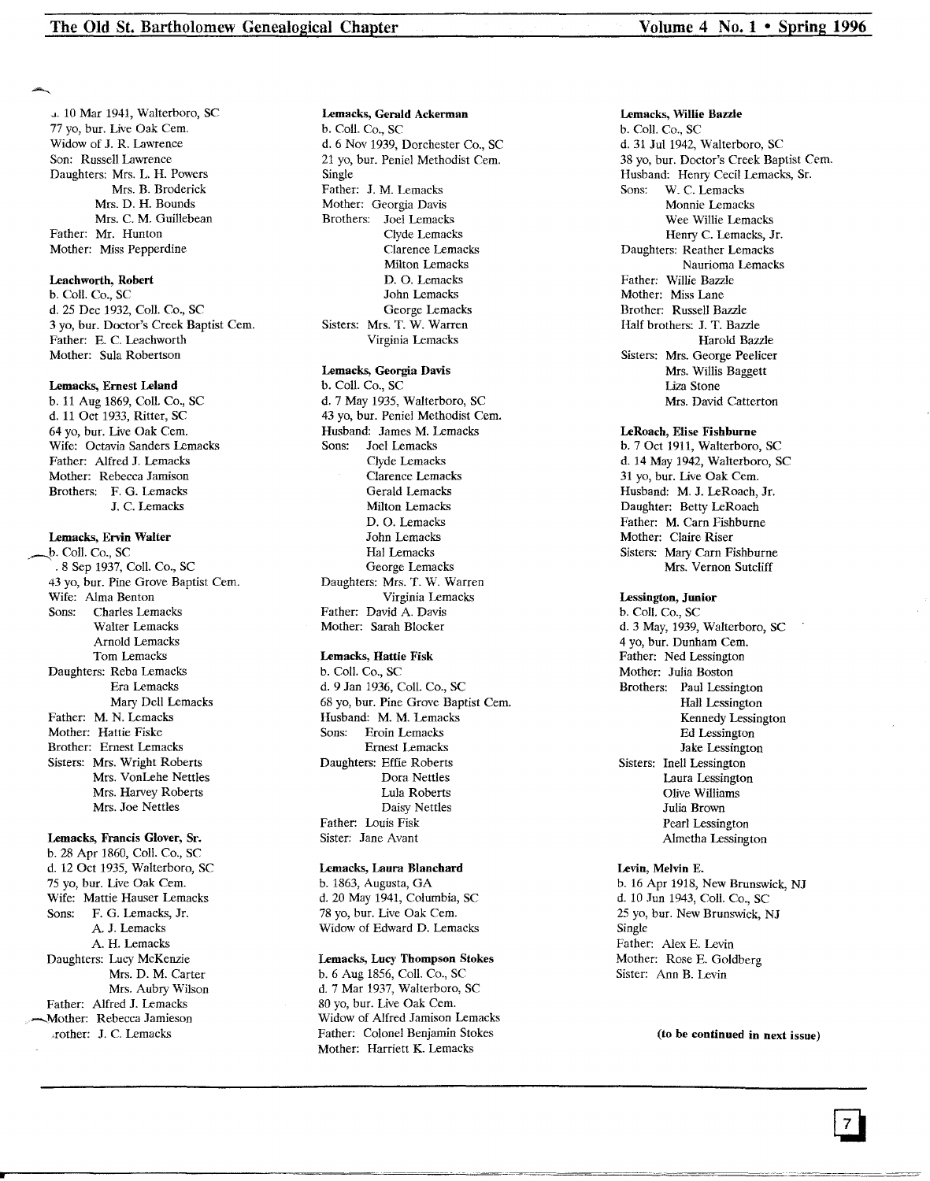d. 10 Mar 1941, Walterboro, SC
77 yo, bur. Live Oak Cem.
Widow of J. R. Lawrence
Son: Russell Lawrence
Daughters: Mrs. L. H. Powers
Mrs. B. Broderick
Mrs. D. H. Bounds
Mrs. C. M. Guillebean
Father: Mr. Hunton
Mother: Miss Pepperdine

**Leachworth, Robert**
b. Coll. Co., SC
d. 25 Dec 1932, Coll. Co., SC
3 yo, bur. Doctor's Creek Baptist Cem.
Father: E. C. Leachworth
Mother: Sula Robertson

**Lemacks, Ernest Leland**
b. 11 Aug 1869, Coll. Co., SC
d. 11 Oct 1933, Ritter, SC
64 yo, bur. Live Oak Cem.
Wife: Octavia Sanders Lemacks
Father: Alfred J. Lemacks
Mother: Rebecca Jamison
Brothers: F. G. Lemacks
J. C. Lemacks

**Lemacks, Ervin Walter**
b. Coll. Co., SC
d. 8 Sep 1937, Coll. Co., SC
43 yo, bur. Pine Grove Baptist Cem.
Wife: Alma Benton
Sons: Charles Lemacks
Walter Lemacks
Arnold Lemacks
Tom Lemacks
Daughters: Reba Lemacks
Era Lemacks
Mary Dell Lemacks
Father: M. N. Lemacks
Mother: Hattie Fiske
Brother: Ernest Lemacks
Sisters: Mrs. Wright Roberts
Mrs. VonLehe Nettles
Mrs. Harvey Roberts
Mrs. Joe Nettles

**Lemacks, Francis Glover, Sr.**
b. 28 Apr 1860, Coll. Co., SC
d. 12 Oct 1935, Walterboro, SC
75 yo, bur. Live Oak Cem.
Wife: Mattie Hauser Lemacks
Sons: F. G. Lemacks, Jr.
A. J. Lemacks
A. H. Lemacks
Daughters: Lucy McKenzie
Mrs. D. M. Carter
Mrs. Aubry Wilson
Father: Alfred J. Lemacks
Mother: Rebecca Jamieson
Brother: J. C. Lemacks

**Lemacks, Gerald Ackerman**
b. Coll. Co., SC
d. 6 Nov 1939, Dorchester Co., SC
21 yo, bur. Peniel Methodist Cem.
Single
Father: J. M. Lemacks
Mother: Georgia Davis
Brothers: Joel Lemacks
Clyde Lemacks
Clarence Lemacks
Milton Lemacks
D. O. Lemacks
John Lemacks
George Lemacks
Sisters: Mrs. T. W. Warren
Virginia Lemacks

**Lemacks, Georgia Davis**
b. Coll. Co., SC
d. 7 May 1935, Walterboro, SC
43 yo, bur. Peniel Methodist Cem.
Husband: James M. Lemacks
Sons: Joel Lemacks
Clyde Lemacks
Clarence Lemacks
Gerald Lemacks
Milton Lemacks
D. O. Lemacks
John Lemacks
Hal Lemacks
George Lemacks
Daughters: Mrs. T. W. Warren
Virginia Lemacks
Father: David A. Davis
Mother: Sarah Blocker

**Lemacks, Hattie Fisk**
b. Coll. Co., SC
d. 9 Jan 1936, Coll. Co., SC
68 yo, bur. Pine Grove Baptist Cem.
Husband: M. M. Lemacks
Sons: Eroin Lemacks
Ernest Lemacks
Daughters: Effie Roberts
Dora Nettles
Lula Roberts
Daisy Nettles
Father: Louis Fisk
Sister: Jane Avant

**Lemacks, Laura Blanchard**
b. 1863, Augusta, GA
d. 20 May 1941, Columbia, SC
78 yo, bur. Live Oak Cem.
Widow of Edward D. Lemacks

**Lemacks, Lucy Thompson Stokes**
b. 6 Aug 1856, Coll. Co., SC
d. 7 Mar 1937, Walterboro, SC
80 yo, bur. Live Oak Cem.
Widow of Alfred Jamison Lemacks
Father: Colonel Benjamin Stokes
Mother: Harriett K. Lemacks

**Lemacks, Willie Bazzle**
b. Coll. Co., SC
d. 31 Jul 1942, Walterboro, SC
38 yo, bur. Doctor's Creek Baptist Cem.
Husband: Henry Cecil Lemacks, Sr.
Sons: W. C. Lemacks
Monnie Lemacks
Wee Willie Lemacks
Henry C. Lemacks, Jr.
Daughters: Reather Lemacks
Naurioma Lemacks
Father: Willie Bazzle
Mother: Miss Lane
Brother: Russell Bazzle
Half brothers: J. T. Bazzle
Harold Bazzle
Sisters: Mrs. George Peelicer
Mrs. Willis Baggett
Liza Stone
Mrs. David Catterton

**LeRoach, Elise Fishburne**
b. 7 Oct 1911, Walterboro, SC
d. 14 May 1942, Walterboro, SC
31 yo, bur. Live Oak Cem.
Husband: M. J. LeRoach, Jr.
Daughter: Betty LeRoach
Father: M. Carn Fishburne
Mother: Claire Riser
Sisters: Mary Carn Fishburne
Mrs. Vernon Sutcliff

**Lessington, Junior**
b. Coll. Co., SC
d. 3 May, 1939, Walterboro, SC
4 yo, bur. Dunham Cem.
Father: Ned Lessington
Mother: Julia Boston
Brothers: Paul Lessington
Hall Lessington
Kennedy Lessington
Ed Lessington
Jake Lessington
Sisters: Inell Lessington
Laura Lessington
Olive Williams
Julia Brown
Pearl Lessington
Almetha Lessington

**Levin, Melvin E.**
b. 16 Apr 1918, New Brunswick, NJ
d. 10 Jun 1943, Coll. Co., SC
25 yo, bur. New Brunswick, NJ
Single
Father: Alex E. Levin
Mother: Rose E. Goldberg
Sister: Ann B. Levin

**(to be continued in next issue)**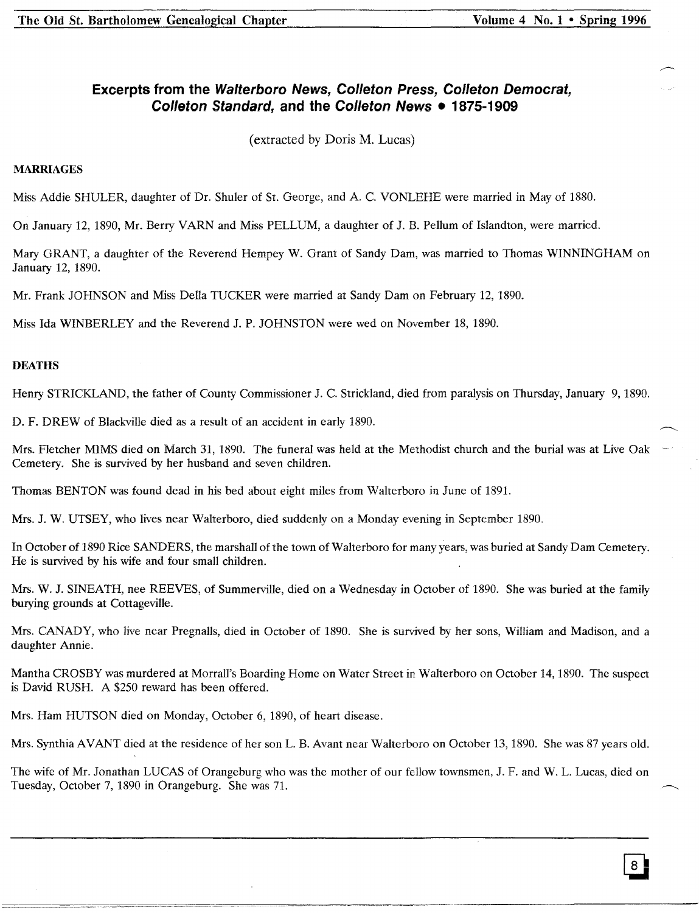## Excerpts from the *Walterboro News*, *Colleton Press*, *Colleton Democrat*, *Colleton Standard*, and the *Colleton News* • 1875-1909

(extracted by Doris M. Lucas)

### MARRIAGES

Miss Addie SHULER, daughter of Dr. Shuler of St. George, and A. C. VONLEHE were married in May of 1880.

On January 12, 1890, Mr. Berry VARN and Miss PELLUM, a daughter of J. B. Pellum of Islandton, were married.

Mary GRANT, a daughter of the Reverend Hempey W. Grant of Sandy Dam, was married to Thomas WINNINGHAM on January 12, 1890.

Mr. Frank JOHNSON and Miss Della TUCKER were married at Sandy Dam on February 12, 1890.

Miss Ida WINBERLEY and the Reverend J. P. JOHNSTON were wed on November 18, 1890.

### DEATHS

Henry STRICKLAND, the father of County Commissioner J. C. Strickland, died from paralysis on Thursday, January 9, 1890.

D. F. DREW of Blackville died as a result of an accident in early 1890.

Mrs. Fletcher MIMS died on March 31, 1890. The funeral was held at the Methodist church and the burial was at Live Oak Cemetery. She is survived by her husband and seven children.

Thomas BENTON was found dead in his bed about eight miles from Walterboro in June of 1891.

Mrs. J. W. UTSEY, who lives near Walterboro, died suddenly on a Monday evening in September 1890.

In October of 1890 Rice SANDERS, the marshall of the town of Walterboro for many years, was buried at Sandy Dam Cemetery. He is survived by his wife and four small children.

Mrs. W. J. SINEATH, nee REEVES, of Summerville, died on a Wednesday in October of 1890. She was buried at the family burying grounds at Cottageville.

Mrs. CANADY, who live near Pregnalls, died in October of 1890. She is survived by her sons, William and Madison, and a daughter Annie.

Mantha CROSBY was murdered at Morrall's Boarding Home on Water Street in Walterboro on October 14, 1890. The suspect is David RUSH. A $250 reward has been offered.

Mrs. Ham HUTSON died on Monday, October 6, 1890, of heart disease.

Mrs. Synthia AVANT died at the residence of her son L. B. Avant near Walterboro on October 13, 1890. She was 87 years old.

The wife of Mr. Jonathan LUCAS of Orangeburg who was the mother of our fellow townsmen, J. F. and W. L. Lucas, died on Tuesday, October 7, 1890 in Orangeburg. She was 71.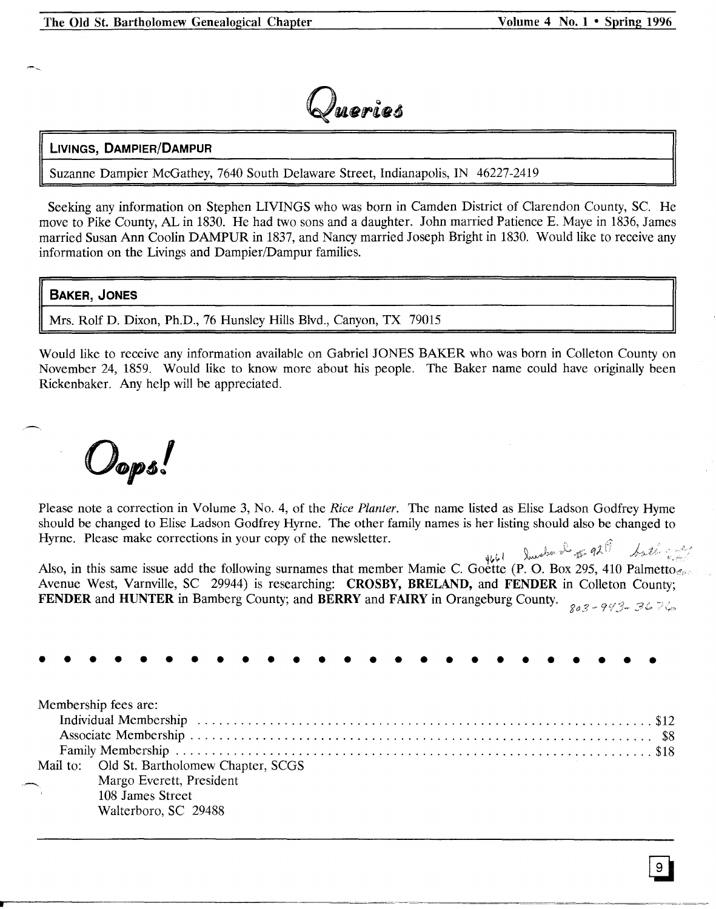# Queries

## LIVINGS, DAMPIER/DAMPUR

Suzanne Dampier McGathey, 7640 South Delaware Street, Indianapolis, IN 46227-2419

Seeking any information on Stephen LIVINGS who was born in Camden District of Clarendon County, SC. He move to Pike County, AL in 1830. He had two sons and a daughter. John married Patience E. Maye in 1836, James married Susan Ann Coolin DAMPUR in 1837, and Nancy married Joseph Bright in 1830. Would like to receive any information on the Livings and Dampier/Dampur families.

## BAKER, JONES

Mrs. Rolf D. Dixon, Ph.D., 76 Hunsley Hills Blvd., Canyon, TX 79015

Would like to receive any information available on Gabriel JONES BAKER who was born in Colleton County on November 24, 1859. Would like to know more about his people. The Baker name could have originally been Rickenbaker. Any help will be appreciated.

# Oops!

Please note a correction in Volume 3, No. 4, of the *Rice Planter*. The name listed as Elise Ladson Godfrey Hyme should be changed to Elise Ladson Godfrey Hyrne. The other family names is her listing should also be changed to Hyrne. Please make corrections in your copy of the newsletter.

Also, in this same issue add the following surnames that member Mamie C. Goette (P. O. Box 295, 410 Palmetto Avenue West, Varnville, SC 29944) is researching: **CROSBY, BRELAND,** and **FENDER** in Colleton County; **FENDER** and **HUNTER** in Bamberg County; and **BERRY** and **FAIRY** in Orangeburg County.

---

Membership fees are:

| | |
|---|---|
| Individual Membership | $12 |
| Associate Membership | $8 |
| Family Membership | $18 |

Mail to: Old St. Bartholomew Chapter, SCGS
Margo Everett, President
108 James Street
Walterboro, SC 29488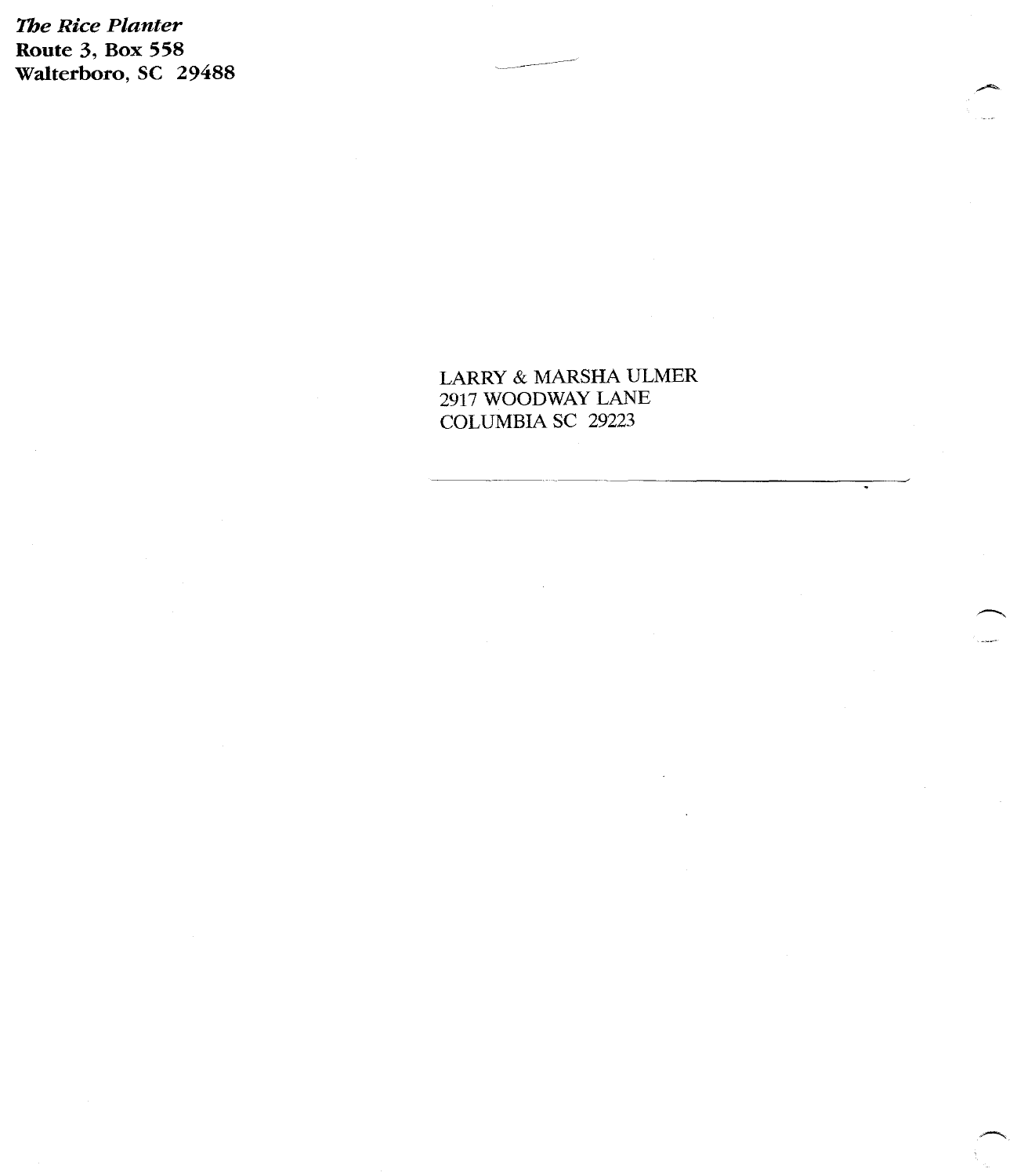***The Rice Planter***
**Route 3, Box 558**
**Walterboro, SC 29488**

LARRY & MARSHA ULMER
2917 WOODWAY LANE
COLUMBIA SC 29223